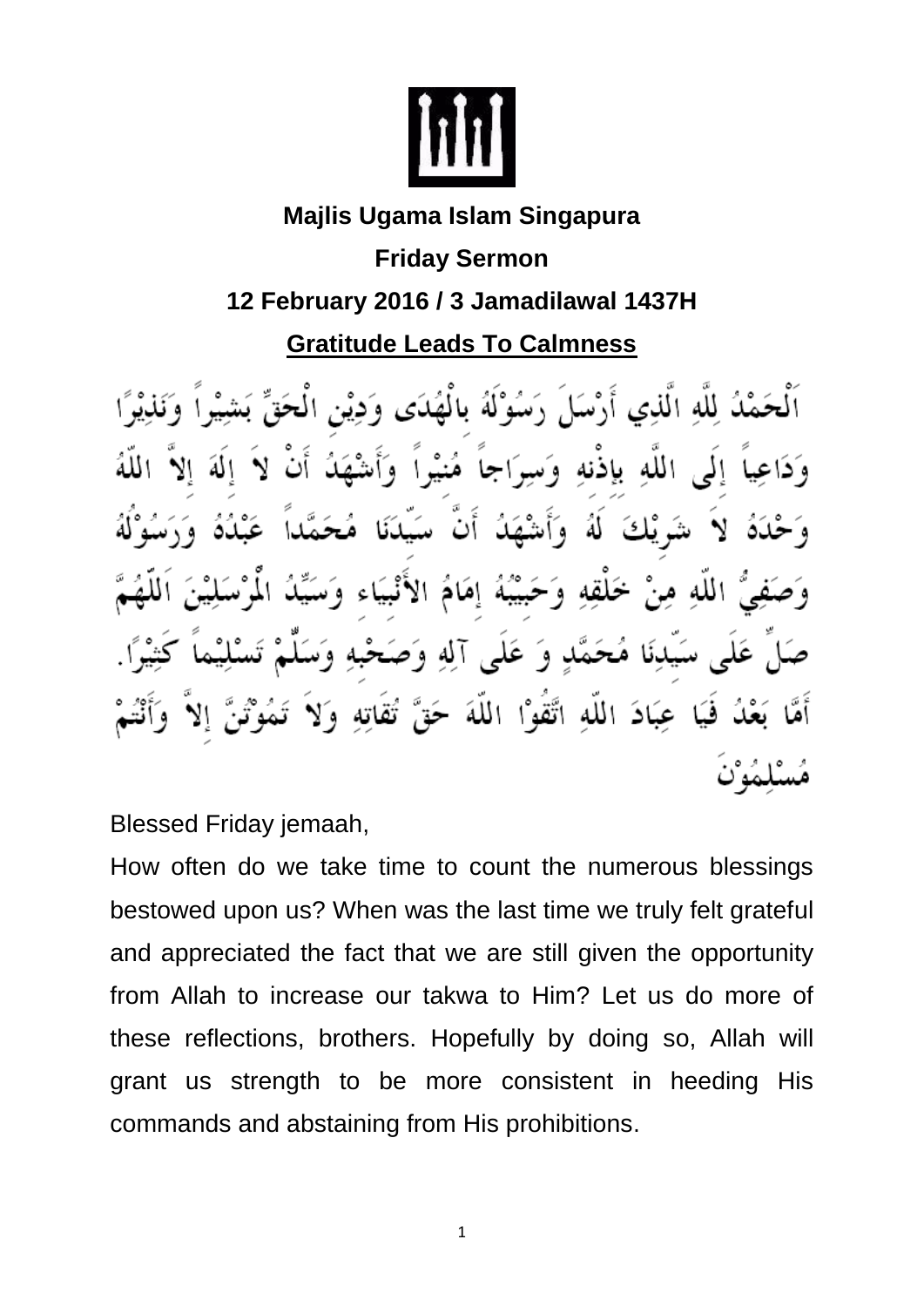**Majlis Ugama Islam Singapura**

**Friday Sermon**

**12 February 2016 / 3 Jamadilawal 1437H**

## Gratitude Leads To Calmness

اَلْحَمْدُ لِلَّهِ الَّذِي أَرْسَلَ رَسُوْلَهُ بِالْهُدَى وَدِيْنِ الْحَقِّ بَشِيْراً وَنَذِيْرًا وَدَاعِياً إِلَى اللَّهِ بِإِذْنِهِ وَسِرَاجاً مُنِيْراً وَأَشْهَدُ أَنْ لاَ إِلَهَ إِلاَّ اللّهُ وَحْدَهُ لاَ شَرِيْكَ لَهُ وَأَشْهَدُ أَنَّ سَيِّدَنَا مُحَمَّداً عَبْدُهُ وَرَسُوْلُهُ وَصَفِيُّ اللّهِ مِنْ خَلْقِهِ وَحَبِيْبُهُ إِمَامُ الأَنْبِيَاءِ وَسَيِّدُ الْمُرْسَلِيْنَ اَللّهُمَّ صَلِّ عَلَى سَيِّدِنَا مُحَمَّدٍ وَ عَلَى آلِهِ وَصَحْبِهِ وَسَلِّمْ تَسْلِيْماً كَثِيْرًا. أَمَّا بَعْدُ فَيَا عِبَادَ اللّهِ اتَّقُوْا اللّهَ حَقَّ تُقَاتِهِ وَلاَ تَمُوْتُنَّ إِلاَّ وَأَنْتُمْ مُسْلِمُوْنَ

Blessed Friday jemaah,

How often do we take time to count the numerous blessings bestowed upon us? When was the last time we truly felt grateful and appreciated the fact that we are still given the opportunity from Allah to increase our takwa to Him? Let us do more of these reflections, brothers. Hopefully by doing so, Allah will grant us strength to be more consistent in heeding His commands and abstaining from His prohibitions.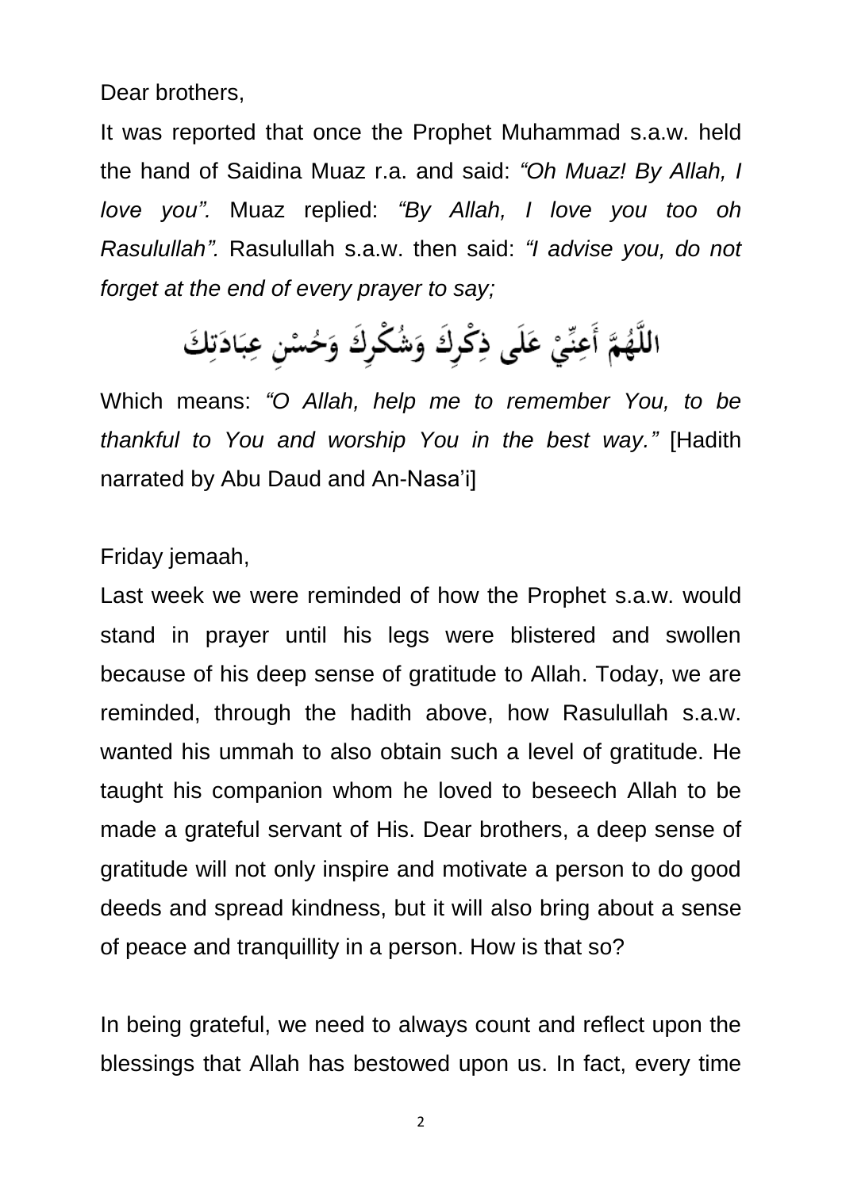Dear brothers,

It was reported that once the Prophet Muhammad s.a.w. held the hand of Saidina Muaz r.a. and said: *"Oh Muaz! By Allah, I love you".* Muaz replied: *"By Allah, I love you too oh Rasulullah".* Rasulullah s.a.w. then said: *"I advise you, do not forget at the end of every prayer to say;*

اللَّهُمَّ أَعِنِّيْ عَلَى ذِكْرِكَ وَشُكْرِكَ وَحُسْنِ عِبَادَتِكَ

Which means: *"O Allah, help me to remember You, to be thankful to You and worship You in the best way."* [Hadith narrated by Abu Daud and An-Nasa'i]

Friday jemaah,

Last week we were reminded of how the Prophet s.a.w. would stand in prayer until his legs were blistered and swollen because of his deep sense of gratitude to Allah. Today, we are reminded, through the hadith above, how Rasulullah s.a.w. wanted his ummah to also obtain such a level of gratitude. He taught his companion whom he loved to beseech Allah to be made a grateful servant of His. Dear brothers, a deep sense of gratitude will not only inspire and motivate a person to do good deeds and spread kindness, but it will also bring about a sense of peace and tranquillity in a person. How is that so?

In being grateful, we need to always count and reflect upon the blessings that Allah has bestowed upon us. In fact, every time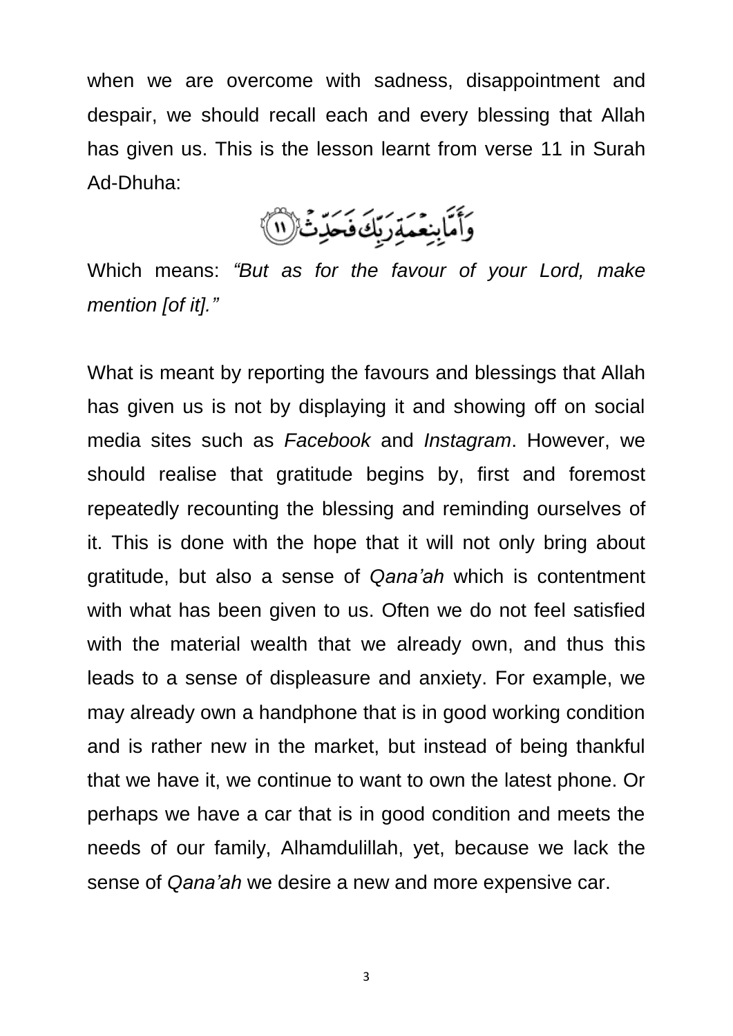when we are overcome with sadness, disappointment and despair, we should recall each and every blessing that Allah has given us. This is the lesson learnt from verse 11 in Surah Ad-Dhuha:

وَأَمَّا بِنِعْمَةِ رَبِّكَ فَحَدِّثْ ﴿١١﴾

Which means: *"But as for the favour of your Lord, make mention [of it]."*

What is meant by reporting the favours and blessings that Allah has given us is not by displaying it and showing off on social media sites such as *Facebook* and *Instagram*. However, we should realise that gratitude begins by, first and foremost repeatedly recounting the blessing and reminding ourselves of it. This is done with the hope that it will not only bring about gratitude, but also a sense of *Qana'ah* which is contentment with what has been given to us. Often we do not feel satisfied with the material wealth that we already own, and thus this leads to a sense of displeasure and anxiety. For example, we may already own a handphone that is in good working condition and is rather new in the market, but instead of being thankful that we have it, we continue to want to own the latest phone. Or perhaps we have a car that is in good condition and meets the needs of our family, Alhamdulillah, yet, because we lack the sense of *Qana'ah* we desire a new and more expensive car.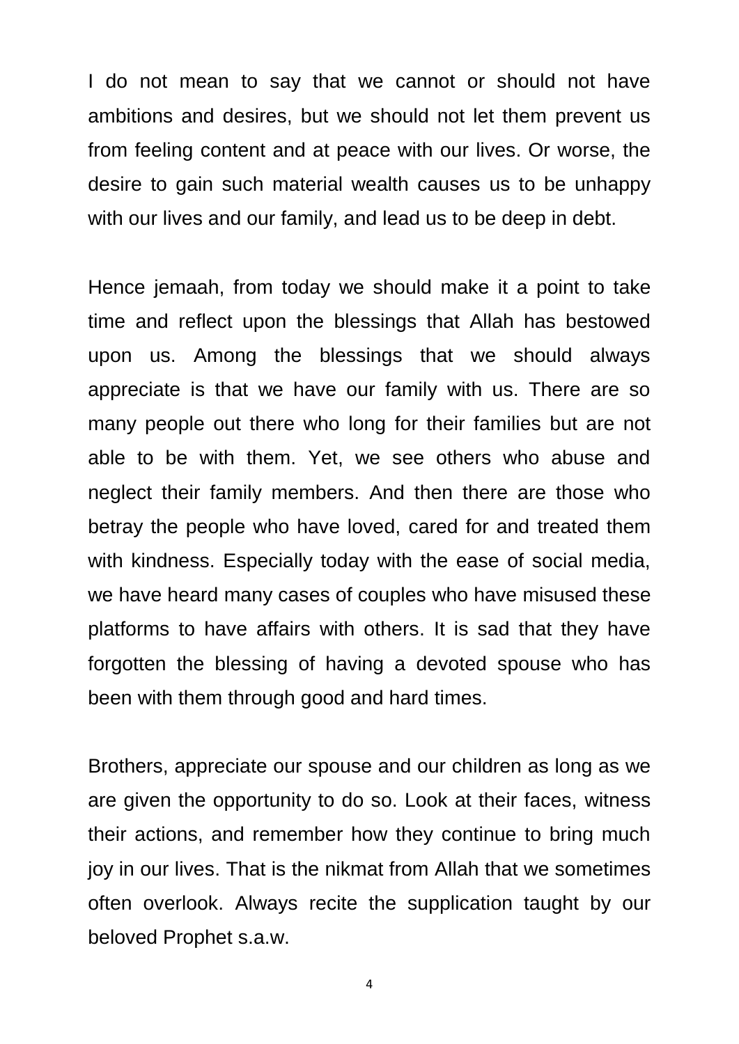I do not mean to say that we cannot or should not have ambitions and desires, but we should not let them prevent us from feeling content and at peace with our lives. Or worse, the desire to gain such material wealth causes us to be unhappy with our lives and our family, and lead us to be deep in debt.

Hence jemaah, from today we should make it a point to take time and reflect upon the blessings that Allah has bestowed upon us. Among the blessings that we should always appreciate is that we have our family with us. There are so many people out there who long for their families but are not able to be with them. Yet, we see others who abuse and neglect their family members. And then there are those who betray the people who have loved, cared for and treated them with kindness. Especially today with the ease of social media, we have heard many cases of couples who have misused these platforms to have affairs with others. It is sad that they have forgotten the blessing of having a devoted spouse who has been with them through good and hard times.

Brothers, appreciate our spouse and our children as long as we are given the opportunity to do so. Look at their faces, witness their actions, and remember how they continue to bring much joy in our lives. That is the nikmat from Allah that we sometimes often overlook. Always recite the supplication taught by our beloved Prophet s.a.w.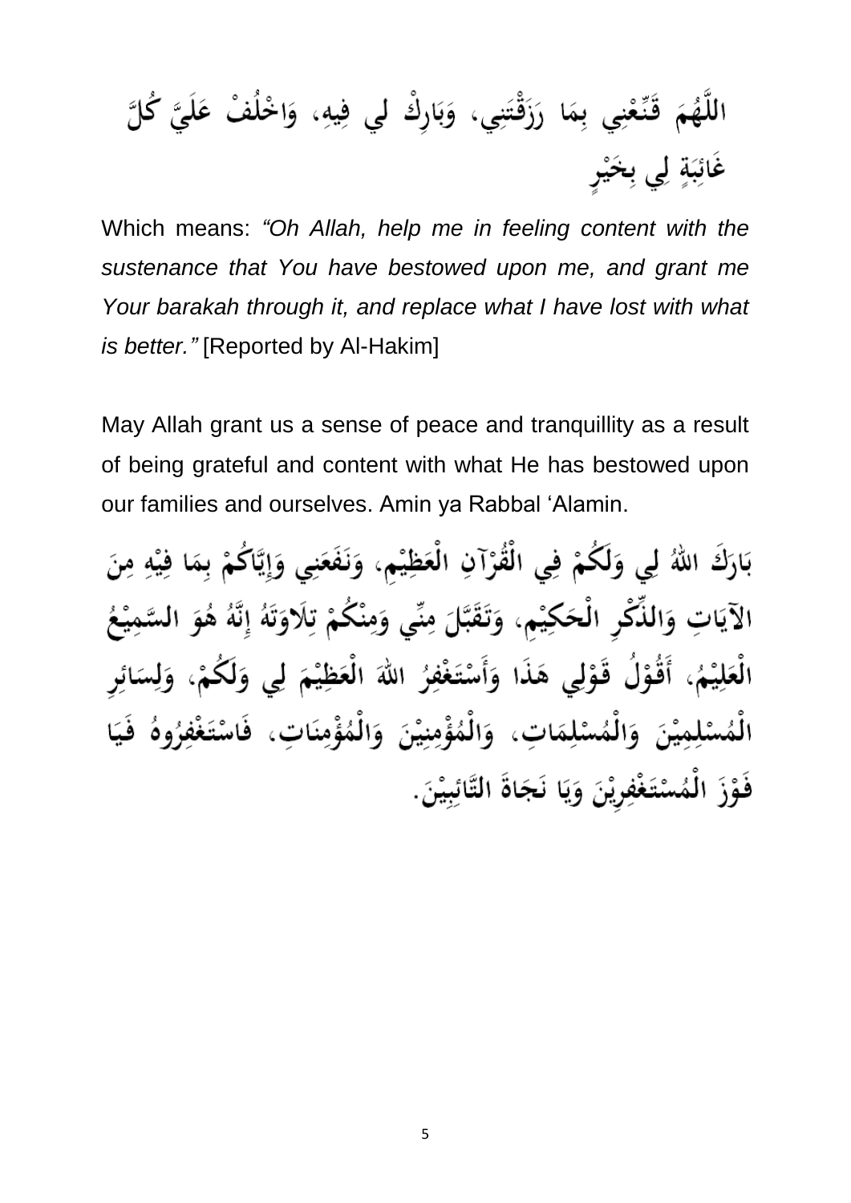اللَّهُمَ قَنِّعْنِي بِمَا رَزَقْتَنِي، وَبَارِكْ لِي فِيهِ، وَاخْلُفْ عَلَيَّ كُلَّ غَائِبَةٍ لِي بِخَيْرٍ

Which means: *"Oh Allah, help me in feeling content with the sustenance that You have bestowed upon me, and grant me Your barakah through it, and replace what I have lost with what is better."* [Reported by Al-Hakim]

May Allah grant us a sense of peace and tranquillity as a result of being grateful and content with what He has bestowed upon our families and ourselves. Amin ya Rabbal 'Alamin.

بَارَكَ اللهُ لِي وَلَكُمْ فِي الْقُرْآنِ الْعَظِيْمِ، وَنَفَعَنِي وَإِيَّاكُمْ بِمَا فِيْهِ مِنَ الآيَاتِ وَالذِّكْرِ الْحَكِيْمِ، وَتَقَبَّلَ مِنِّي وَمِنْكُمْ تِلَاوَتَهُ إِنَّهُ هُوَ السَّمِيْعُ الْعَلِيْمُ، أَقُوْلُ قَوْلِي هَذَا وَأَسْتَغْفِرُ اللهَ الْعَظِيْمَ لِي وَلَكُمْ، وَلِسَائِرِ الْمُسْلِمِيْنَ وَالْمُسْلِمَاتِ، وَالْمُؤْمِنِيْنَ وَالْمُؤْمِنَاتِ، فَاسْتَغْفِرُوهُ فَيَا فَوْزَ الْمُسْتَغْفِرِيْنَ وَيَا نَجَاةَ التَّائِبِيْنَ.